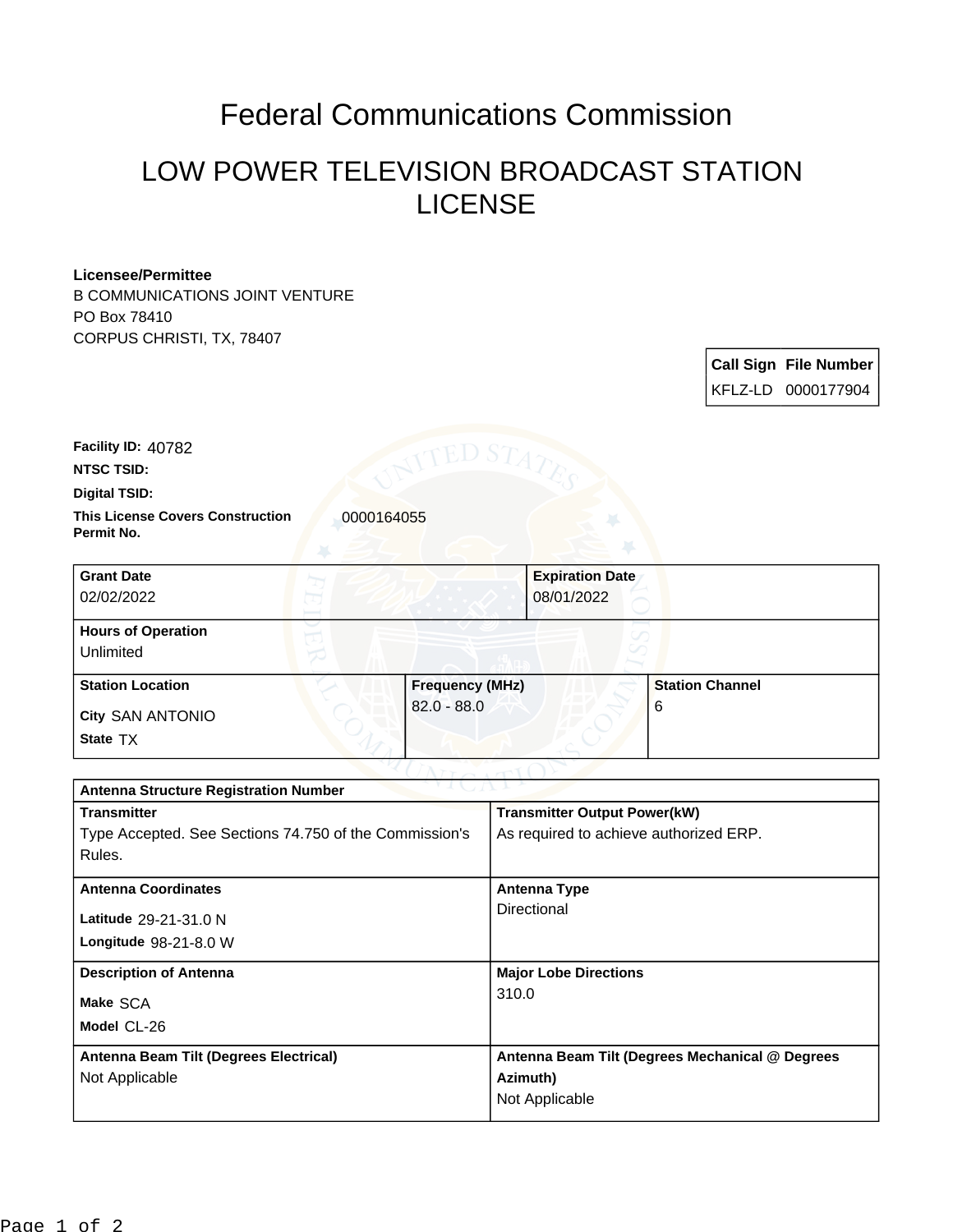# Federal Communications Commission

## LOW POWER TELEVISION BROADCAST STATION LICENSE

**Licensee/Permittee**
B COMMUNICATIONS JOINT VENTURE
PO Box 78410
CORPUS CHRISTI, TX, 78407

| Call Sign | File Number |
|---|---|
| KFLZ-LD | 0000177904 |

**Facility ID:** 40782

**NTSC TSID:**

**Digital TSID:**

**This License Covers Construction Permit No.** 0000164055

| Grant Date | Expiration Date |
|---|---|
| 02/02/2022 | 08/01/2022 |

| Hours of Operation |
|---|
| Unlimited |

| Station Location | Frequency (MHz) | Station Channel |
|---|---|---|
| City SAN ANTONIO<br>State TX | 82.0 - 88.0 | 6 |

| Antenna Structure Registration Number | |
|---|---|
| **Transmitter**<br>Type Accepted. See Sections 74.750 of the Commission's Rules. | **Transmitter Output Power(kW)**<br>As required to achieve authorized ERP. |
| **Antenna Coordinates**<br>Latitude 29-21-31.0 N<br>Longitude 98-21-8.0 W | **Antenna Type**<br>Directional |
| **Description of Antenna**<br>Make SCA<br>Model CL-26 | **Major Lobe Directions**<br>310.0 |
| **Antenna Beam Tilt (Degrees Electrical)**<br>Not Applicable | **Antenna Beam Tilt (Degrees Mechanical @ Degrees Azimuth)**<br>Not Applicable |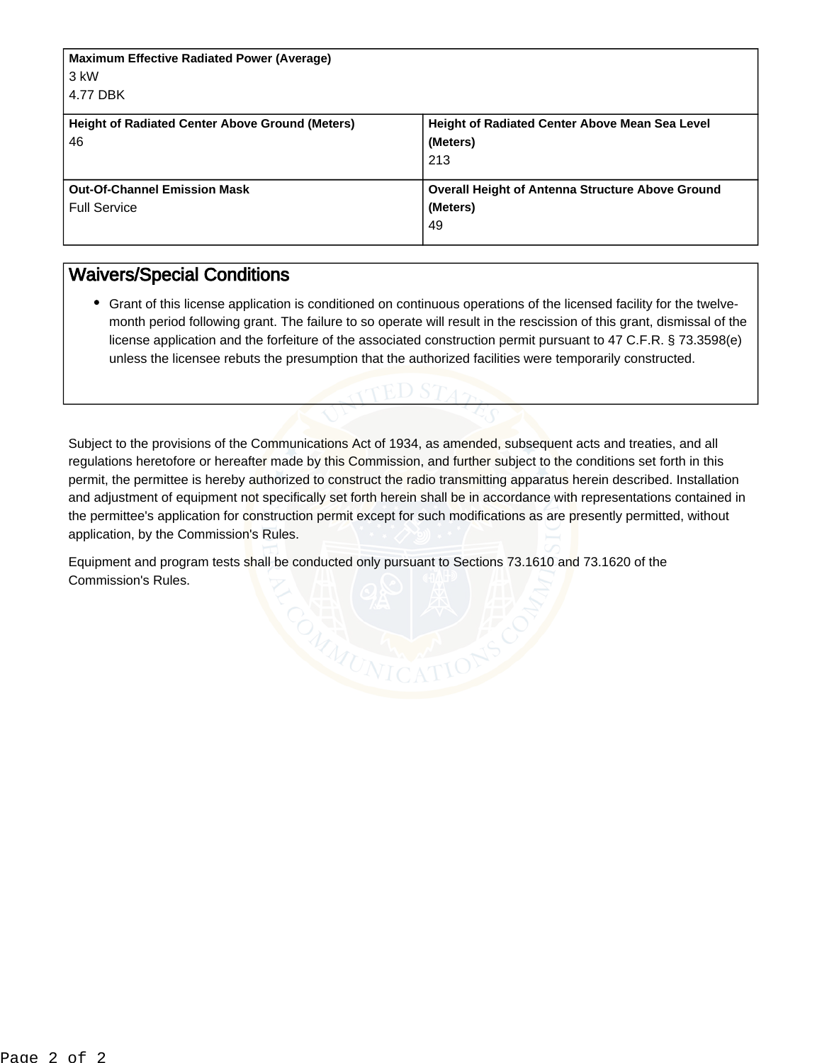| | |
|---|---|
| **Maximum Effective Radiated Power (Average)**<br>3 kW<br>4.77 DBK | |
| **Height of Radiated Center Above Ground (Meters)**<br>46 | **Height of Radiated Center Above Mean Sea Level (Meters)**<br>213 |
| **Out-Of-Channel Emission Mask**<br>Full Service | **Overall Height of Antenna Structure Above Ground (Meters)**<br>49 |

## Waivers/Special Conditions

- Grant of this license application is conditioned on continuous operations of the licensed facility for the twelve-month period following grant. The failure to so operate will result in the rescission of this grant, dismissal of the license application and the forfeiture of the associated construction permit pursuant to 47 C.F.R. § 73.3598(e) unless the licensee rebuts the presumption that the authorized facilities were temporarily constructed.

Subject to the provisions of the Communications Act of 1934, as amended, subsequent acts and treaties, and all regulations heretofore or hereafter made by this Commission, and further subject to the conditions set forth in this permit, the permittee is hereby authorized to construct the radio transmitting apparatus herein described. Installation and adjustment of equipment not specifically set forth herein shall be in accordance with representations contained in the permittee's application for construction permit except for such modifications as are presently permitted, without application, by the Commission's Rules.

Equipment and program tests shall be conducted only pursuant to Sections 73.1610 and 73.1620 of the Commission's Rules.